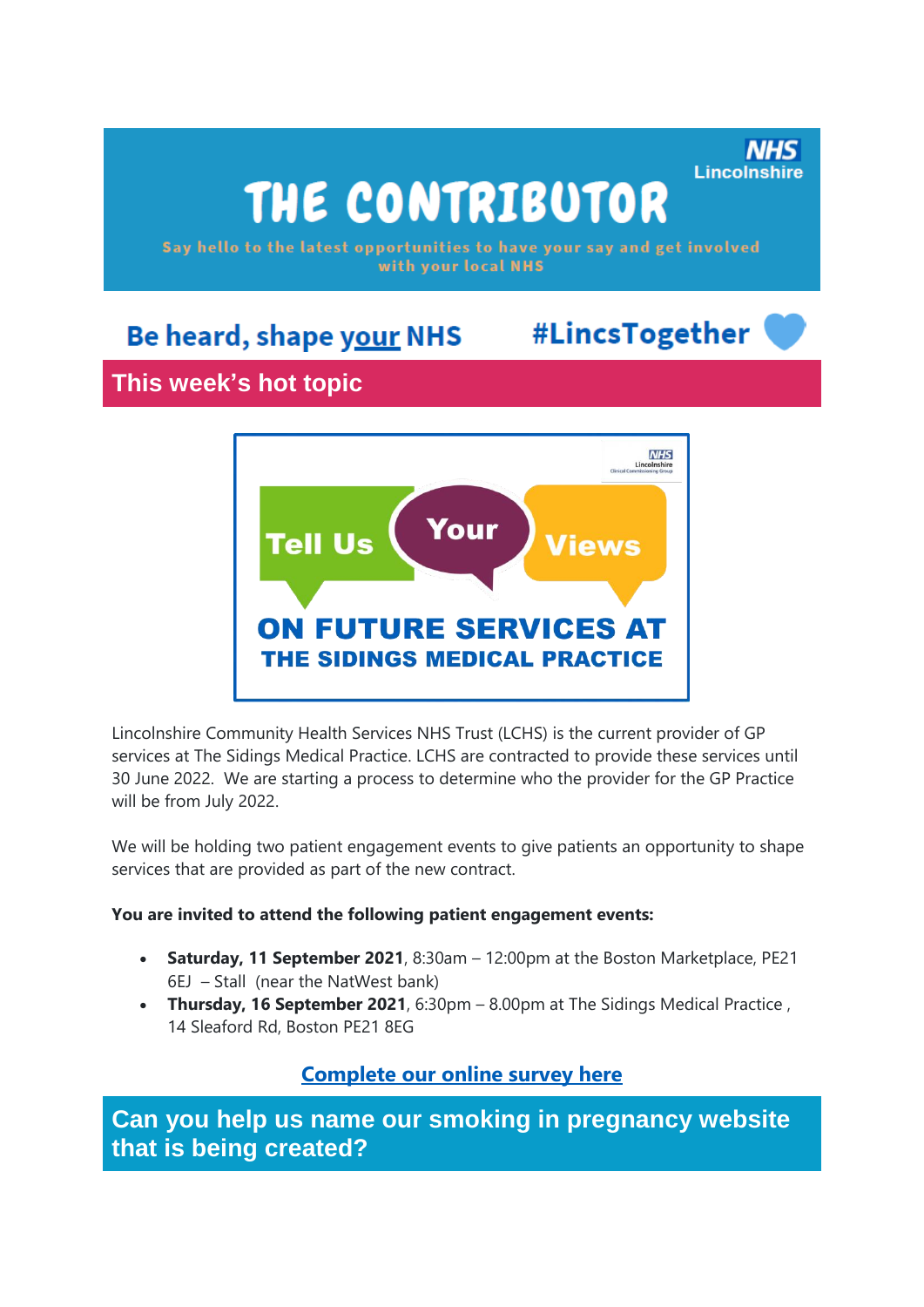# THE CONTRIBUTOR

NHS Lincolnshire

Say hello to the latest opportunities to have your say and get involved with your local NHS

Be heard, shape your NHS #LincsTogether

## This week's hot topic

Tell Us Your Views ON FUTURE SERVICES AT THE SIDINGS MEDICAL PRACTICE

Lincolnshire Community Health Services NHS Trust (LCHS) is the current provider of GP services at The Sidings Medical Practice. LCHS are contracted to provide these services until 30 June 2022. We are starting a process to determine who the provider for the GP Practice will be from July 2022.

We will be holding two patient engagement events to give patients an opportunity to shape services that are provided as part of the new contract.

**You are invited to attend the following patient engagement events:**

- **Saturday, 11 September 2021**, 8:30am – 12:00pm at the Boston Marketplace, PE21 6EJ – Stall (near the NatWest bank)
- **Thursday, 16 September 2021**, 6:30pm – 8.00pm at The Sidings Medical Practice , 14 Sleaford Rd, Boston PE21 8EG

**Complete our online survey here**

## Can you help us name our smoking in pregnancy website that is being created?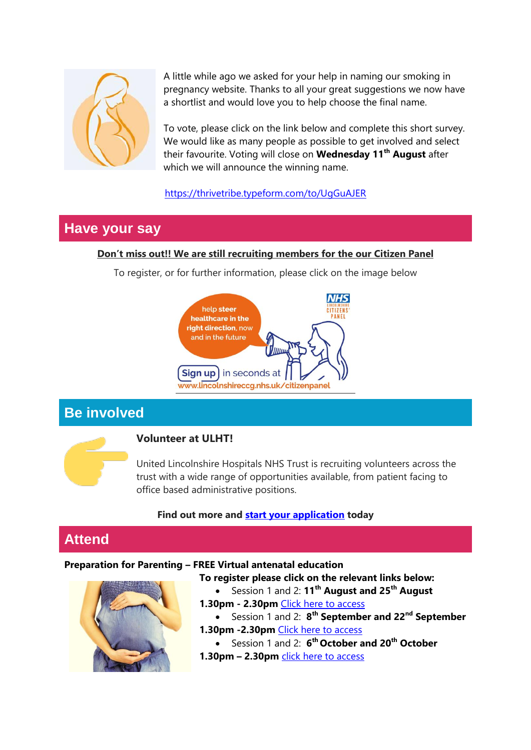A little while ago we asked for your help in naming our smoking in pregnancy website. Thanks to all your great suggestions we now have a shortlist and would love you to help choose the final name.

To vote, please click on the link below and complete this short survey. We would like as many people as possible to get involved and select their favourite. Voting will close on **Wednesday 11th August** after which we will announce the winning name.

https://thrivetribe.typeform.com/to/UgGuAJER

## Have your say

**Don't miss out!! We are still recruiting members for the our Citizen Panel**

To register, or for further information, please click on the image below

## Be involved

**Volunteer at ULHT!**

United Lincolnshire Hospitals NHS Trust is recruiting volunteers across the trust with a wide range of opportunities available, from patient facing to office based administrative positions.

**Find out more and start your application today**

## Attend

**Preparation for Parenting – FREE Virtual antenatal education**

**To register please click on the relevant links below:**

- Session 1 and 2: **11th August and 25th August**

**1.30pm - 2.30pm** Click here to access

- Session 1 and 2: **8th September and 22nd September**

**1.30pm -2.30pm** Click here to access

- Session 1 and 2: **6th October and 20th October**

**1.30pm – 2.30pm** click here to access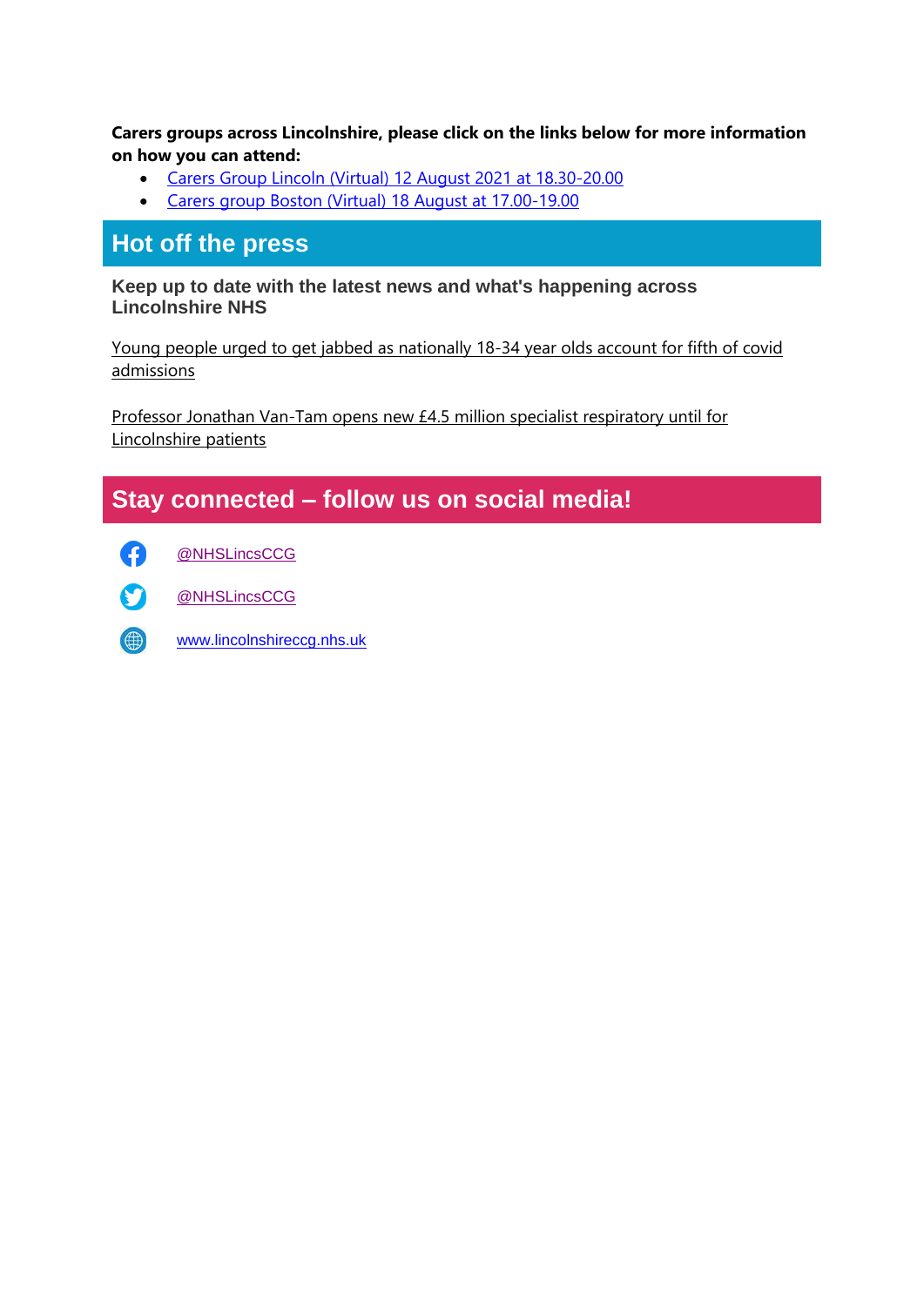**Carers groups across Lincolnshire, please click on the links below for more information on how you can attend:**

- Carers Group Lincoln (Virtual) 12 August 2021 at 18.30-20.00
- Carers group Boston (Virtual) 18 August at 17.00-19.00

## Hot off the press

**Keep up to date with the latest news and what's happening across Lincolnshire NHS**

Young people urged to get jabbed as nationally 18-34 year olds account for fifth of covid admissions

Professor Jonathan Van-Tam opens new £4.5 million specialist respiratory until for Lincolnshire patients

## Stay connected – follow us on social media!

@NHSLincsCCG

@NHSLincsCCG

www.lincolnshireccg.nhs.uk